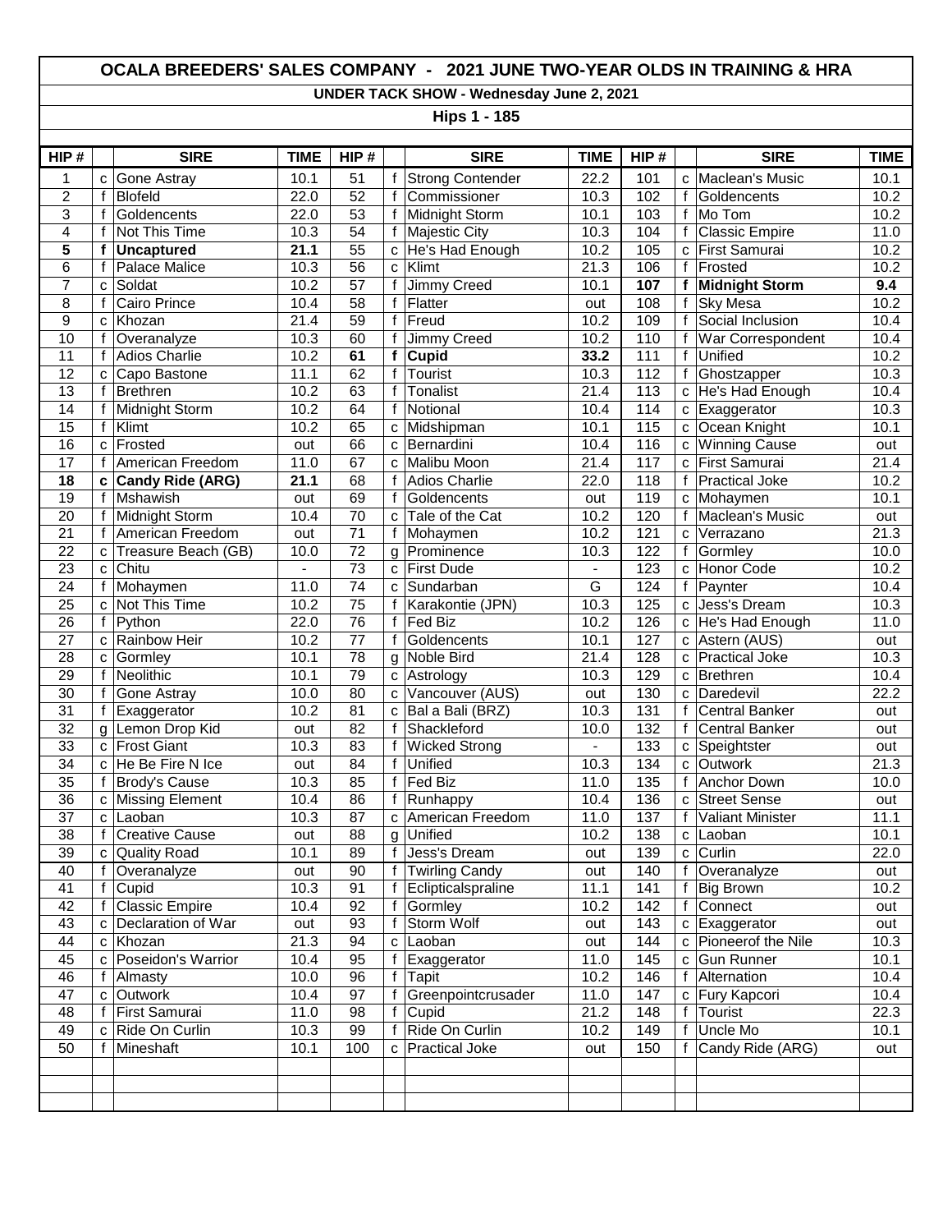# OCALA BREEDERS' SALES COMPANY - 2021 JUNE TWO-YEAR OLDS IN TRAINING & HRA

## UNDER TACK SHOW - Wednesday June 2, 2021

### Hips 1 - 185

| HIP # | | SIRE | TIME | HIP # | | SIRE | TIME | HIP # | | SIRE | TIME |
|---|---|---|---|---|---|---|---|---|---|---|---|
| 1 | c | Gone Astray | 10.1 | 51 | f | Strong Contender | 22.2 | 101 | c | Maclean's Music | 10.1 |
| 2 | f | Blofeld | 22.0 | 52 | f | Commissioner | 10.3 | 102 | f | Goldencents | 10.2 |
| 3 | f | Goldencents | 22.0 | 53 | f | Midnight Storm | 10.1 | 103 | f | Mo Tom | 10.2 |
| 4 | f | Not This Time | 10.3 | 54 | f | Majestic City | 10.3 | 104 | f | Classic Empire | 11.0 |
| **5** | **f** | **Uncaptured** | **21.1** | 55 | c | He's Had Enough | 10.2 | 105 | c | First Samurai | 10.2 |
| 6 | f | Palace Malice | 10.3 | 56 | c | Klimt | 21.3 | 106 | f | Frosted | 10.2 |
| 7 | c | Soldat | 10.2 | 57 | f | Jimmy Creed | 10.1 | **107** | **f** | **Midnight Storm** | **9.4** |
| 8 | f | Cairo Prince | 10.4 | 58 | f | Flatter | out | 108 | f | Sky Mesa | 10.2 |
| 9 | c | Khozan | 21.4 | 59 | f | Freud | 10.2 | 109 | f | Social Inclusion | 10.4 |
| 10 | f | Overanalyze | 10.3 | 60 | f | Jimmy Creed | 10.2 | 110 | f | War Correspondent | 10.4 |
| 11 | f | Adios Charlie | 10.2 | **61** | **f** | **Cupid** | **33.2** | 111 | f | Unified | 10.2 |
| 12 | c | Capo Bastone | 11.1 | 62 | f | Tourist | 10.3 | 112 | f | Ghostzapper | 10.3 |
| 13 | f | Brethren | 10.2 | 63 | f | Tonalist | 21.4 | 113 | c | He's Had Enough | 10.4 |
| 14 | f | Midnight Storm | 10.2 | 64 | f | Notional | 10.4 | 114 | c | Exaggerator | 10.3 |
| 15 | f | Klimt | 10.2 | 65 | c | Midshipman | 10.1 | 115 | c | Ocean Knight | 10.1 |
| 16 | c | Frosted | out | 66 | c | Bernardini | 10.4 | 116 | c | Winning Cause | out |
| 17 | f | American Freedom | 11.0 | 67 | c | Malibu Moon | 21.4 | 117 | c | First Samurai | 21.4 |
| **18** | **c** | **Candy Ride (ARG)** | **21.1** | 68 | f | Adios Charlie | 22.0 | 118 | f | Practical Joke | 10.2 |
| 19 | f | Mshawish | out | 69 | f | Goldencents | out | 119 | c | Mohaymen | 10.1 |
| 20 | f | Midnight Storm | 10.4 | 70 | c | Tale of the Cat | 10.2 | 120 | f | Maclean's Music | out |
| 21 | f | American Freedom | out | 71 | f | Mohaymen | 10.2 | 121 | c | Verrazano | 21.3 |
| 22 | c | Treasure Beach (GB) | 10.0 | 72 | g | Prominence | 10.3 | 122 | f | Gormley | 10.0 |
| 23 | c | Chitu | - | 73 | c | First Dude | - | 123 | c | Honor Code | 10.2 |
| 24 | f | Mohaymen | 11.0 | 74 | c | Sundarban | G | 124 | f | Paynter | 10.4 |
| 25 | c | Not This Time | 10.2 | 75 | f | Karakontie (JPN) | 10.3 | 125 | c | Jess's Dream | 10.3 |
| 26 | f | Python | 22.0 | 76 | f | Fed Biz | 10.2 | 126 | c | He's Had Enough | 11.0 |
| 27 | c | Rainbow Heir | 10.2 | 77 | f | Goldencents | 10.1 | 127 | c | Astern (AUS) | out |
| 28 | c | Gormley | 10.1 | 78 | g | Noble Bird | 21.4 | 128 | c | Practical Joke | 10.3 |
| 29 | f | Neolithic | 10.1 | 79 | c | Astrology | 10.3 | 129 | c | Brethren | 10.4 |
| 30 | f | Gone Astray | 10.0 | 80 | c | Vancouver (AUS) | out | 130 | c | Daredevil | 22.2 |
| 31 | f | Exaggerator | 10.2 | 81 | c | Bal a Bali (BRZ) | 10.3 | 131 | f | Central Banker | out |
| 32 | g | Lemon Drop Kid | out | 82 | f | Shackleford | 10.0 | 132 | f | Central Banker | out |
| 33 | c | Frost Giant | 10.3 | 83 | f | Wicked Strong | - | 133 | c | Speightster | out |
| 34 | c | He Be Fire N Ice | out | 84 | f | Unified | 10.3 | 134 | c | Outwork | 21.3 |
| 35 | f | Brody's Cause | 10.3 | 85 | f | Fed Biz | 11.0 | 135 | f | Anchor Down | 10.0 |
| 36 | c | Missing Element | 10.4 | 86 | f | Runhappy | 10.4 | 136 | c | Street Sense | out |
| 37 | c | Laoban | 10.3 | 87 | c | American Freedom | 11.0 | 137 | f | Valiant Minister | 11.1 |
| 38 | f | Creative Cause | out | 88 | g | Unified | 10.2 | 138 | c | Laoban | 10.1 |
| 39 | c | Quality Road | 10.1 | 89 | f | Jess's Dream | out | 139 | c | Curlin | 22.0 |
| 40 | f | Overanalyze | out | 90 | f | Twirling Candy | out | 140 | f | Overanalyze | out |
| 41 | f | Cupid | 10.3 | 91 | f | Eclipticalspraline | 11.1 | 141 | f | Big Brown | 10.2 |
| 42 | f | Classic Empire | 10.4 | 92 | f | Gormley | 10.2 | 142 | f | Connect | out |
| 43 | c | Declaration of War | out | 93 | f | Storm Wolf | out | 143 | c | Exaggerator | out |
| 44 | c | Khozan | 21.3 | 94 | c | Laoban | out | 144 | c | Pioneerof the Nile | 10.3 |
| 45 | c | Poseidon's Warrior | 10.4 | 95 | f | Exaggerator | 11.0 | 145 | c | Gun Runner | 10.1 |
| 46 | f | Almasty | 10.0 | 96 | f | Tapit | 10.2 | 146 | f | Alternation | 10.4 |
| 47 | c | Outwork | 10.4 | 97 | f | Greenpointcrusader | 11.0 | 147 | c | Fury Kapcori | 10.4 |
| 48 | f | First Samurai | 11.0 | 98 | f | Cupid | 21.2 | 148 | f | Tourist | 22.3 |
| 49 | c | Ride On Curlin | 10.3 | 99 | f | Ride On Curlin | 10.2 | 149 | f | Uncle Mo | 10.1 |
| 50 | f | Mineshaft | 10.1 | 100 | c | Practical Joke | out | 150 | f | Candy Ride (ARG) | out |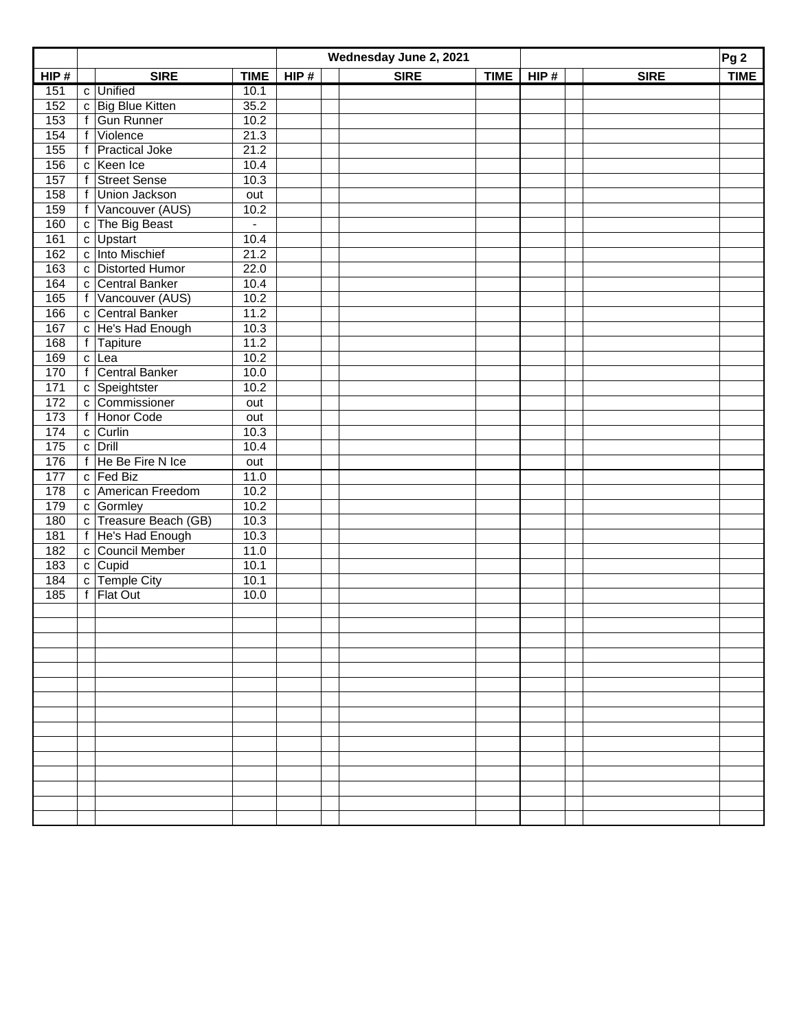| | | | | Wednesday June 2, 2021 | | | | | | Pg 2 |
|---|---|---|---|---|---|---|---|---|---|---|
| HIP # | | SIRE | TIME | HIP # | | SIRE | TIME | HIP # | | SIRE | TIME |
| 151 | c | Unified | 10.1 | | | | | | | |
| 152 | c | Big Blue Kitten | 35.2 | | | | | | | |
| 153 | f | Gun Runner | 10.2 | | | | | | | |
| 154 | f | Violence | 21.3 | | | | | | | |
| 155 | f | Practical Joke | 21.2 | | | | | | | |
| 156 | c | Keen Ice | 10.4 | | | | | | | |
| 157 | f | Street Sense | 10.3 | | | | | | | |
| 158 | f | Union Jackson | out | | | | | | | |
| 159 | f | Vancouver (AUS) | 10.2 | | | | | | | |
| 160 | c | The Big Beast | - | | | | | | | |
| 161 | c | Upstart | 10.4 | | | | | | | |
| 162 | c | Into Mischief | 21.2 | | | | | | | |
| 163 | c | Distorted Humor | 22.0 | | | | | | | |
| 164 | c | Central Banker | 10.4 | | | | | | | |
| 165 | f | Vancouver (AUS) | 10.2 | | | | | | | |
| 166 | c | Central Banker | 11.2 | | | | | | | |
| 167 | c | He's Had Enough | 10.3 | | | | | | | |
| 168 | f | Tapiture | 11.2 | | | | | | | |
| 169 | c | Lea | 10.2 | | | | | | | |
| 170 | f | Central Banker | 10.0 | | | | | | | |
| 171 | c | Speightster | 10.2 | | | | | | | |
| 172 | c | Commissioner | out | | | | | | | |
| 173 | f | Honor Code | out | | | | | | | |
| 174 | c | Curlin | 10.3 | | | | | | | |
| 175 | c | Drill | 10.4 | | | | | | | |
| 176 | f | He Be Fire N Ice | out | | | | | | | |
| 177 | c | Fed Biz | 11.0 | | | | | | | |
| 178 | c | American Freedom | 10.2 | | | | | | | |
| 179 | c | Gormley | 10.2 | | | | | | | |
| 180 | c | Treasure Beach (GB) | 10.3 | | | | | | | |
| 181 | f | He's Had Enough | 10.3 | | | | | | | |
| 182 | c | Council Member | 11.0 | | | | | | | |
| 183 | c | Cupid | 10.1 | | | | | | | |
| 184 | c | Temple City | 10.1 | | | | | | | |
| 185 | f | Flat Out | 10.0 | | | | | | | |